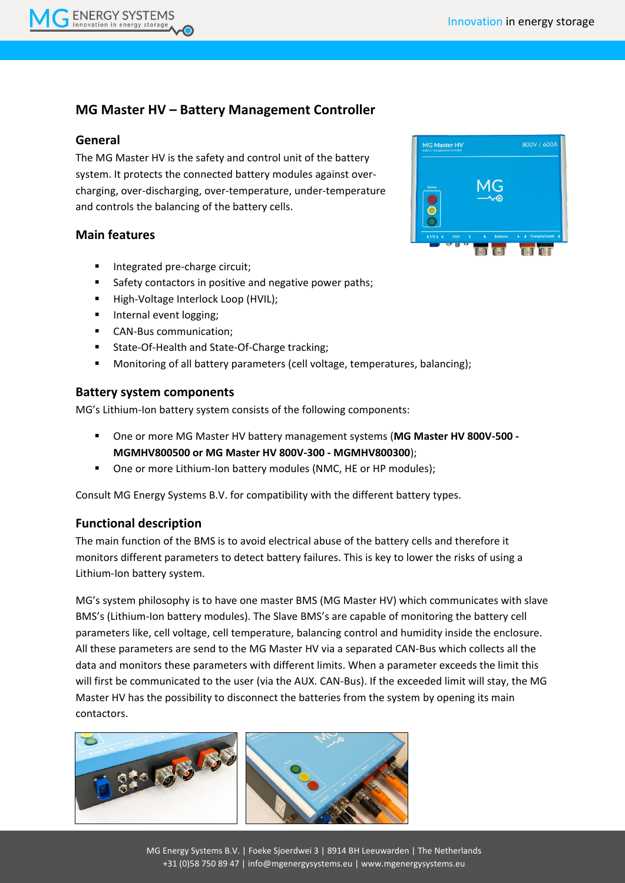# MG Master HV – Battery Management Controller

## General

The MG Master HV is the safety and control unit of the battery system. It protects the connected battery modules against over-charging, over-discharging, over-temperature, under-temperature and controls the balancing of the battery cells.

## Main features

- Integrated pre-charge circuit;
- Safety contactors in positive and negative power paths;
- High-Voltage Interlock Loop (HVIL);
- Internal event logging;
- CAN-Bus communication;
- State-Of-Health and State-Of-Charge tracking;
- Monitoring of all battery parameters (cell voltage, temperatures, balancing);

## Battery system components

MG's Lithium-Ion battery system consists of the following components:

- One or more MG Master HV battery management systems (**MG Master HV 800V-500 - MGMHV800500 or MG Master HV 800V-300 - MGMHV800300**);
- One or more Lithium-Ion battery modules (NMC, HE or HP modules);

Consult MG Energy Systems B.V. for compatibility with the different battery types.

## Functional description

The main function of the BMS is to avoid electrical abuse of the battery cells and therefore it monitors different parameters to detect battery failures. This is key to lower the risks of using a Lithium-Ion battery system.

MG's system philosophy is to have one master BMS (MG Master HV) which communicates with slave BMS's (Lithium-Ion battery modules). The Slave BMS's are capable of monitoring the battery cell parameters like, cell voltage, cell temperature, balancing control and humidity inside the enclosure. All these parameters are send to the MG Master HV via a separated CAN-Bus which collects all the data and monitors these parameters with different limits. When a parameter exceeds the limit this will first be communicated to the user (via the AUX. CAN-Bus). If the exceeded limit will stay, the MG Master HV has the possibility to disconnect the batteries from the system by opening its main contactors.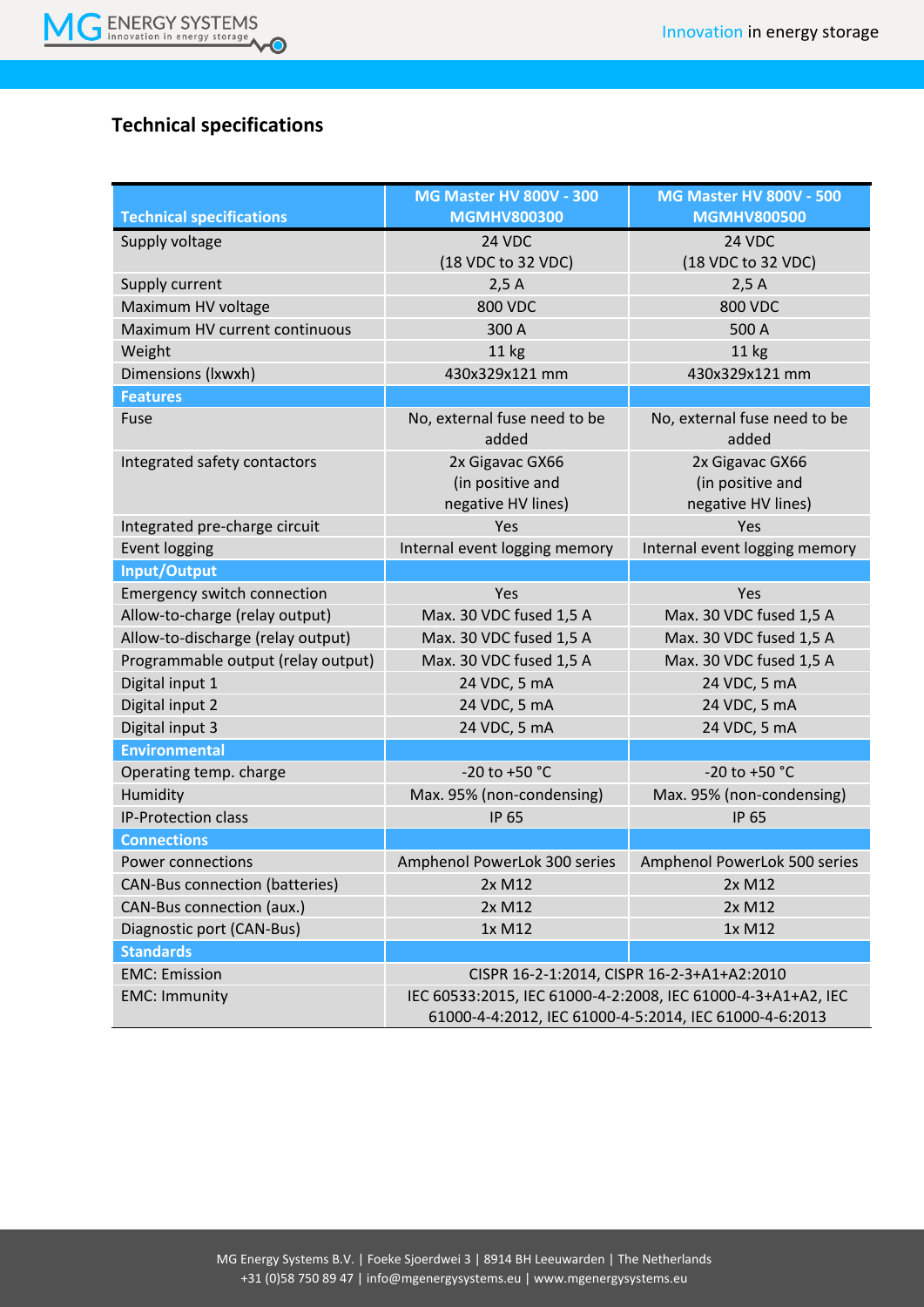## Technical specifications

| Technical specifications | MG Master HV 800V - 300 MGMHV800300 | MG Master HV 800V - 500 MGMHV800500 |
|---|---|---|
| Supply voltage | 24 VDC (18 VDC to 32 VDC) | 24 VDC (18 VDC to 32 VDC) |
| Supply current | 2,5 A | 2,5 A |
| Maximum HV voltage | 800 VDC | 800 VDC |
| Maximum HV current continuous | 300 A | 500 A |
| Weight | 11 kg | 11 kg |
| Dimensions (lxwxh) | 430x329x121 mm | 430x329x121 mm |
| **Features** | | |
| Fuse | No, external fuse need to be added | No, external fuse need to be added |
| Integrated safety contactors | 2x Gigavac GX66 (in positive and negative HV lines) | 2x Gigavac GX66 (in positive and negative HV lines) |
| Integrated pre-charge circuit | Yes | Yes |
| Event logging | Internal event logging memory | Internal event logging memory |
| **Input/Output** | | |
| Emergency switch connection | Yes | Yes |
| Allow-to-charge (relay output) | Max. 30 VDC fused 1,5 A | Max. 30 VDC fused 1,5 A |
| Allow-to-discharge (relay output) | Max. 30 VDC fused 1,5 A | Max. 30 VDC fused 1,5 A |
| Programmable output (relay output) | Max. 30 VDC fused 1,5 A | Max. 30 VDC fused 1,5 A |
| Digital input 1 | 24 VDC, 5 mA | 24 VDC, 5 mA |
| Digital input 2 | 24 VDC, 5 mA | 24 VDC, 5 mA |
| Digital input 3 | 24 VDC, 5 mA | 24 VDC, 5 mA |
| **Environmental** | | |
| Operating temp. charge | -20 to +50 °C | -20 to +50 °C |
| Humidity | Max. 95% (non-condensing) | Max. 95% (non-condensing) |
| IP-Protection class | IP 65 | IP 65 |
| **Connections** | | |
| Power connections | Amphenol PowerLok 300 series | Amphenol PowerLok 500 series |
| CAN-Bus connection (batteries) | 2x M12 | 2x M12 |
| CAN-Bus connection (aux.) | 2x M12 | 2x M12 |
| Diagnostic port (CAN-Bus) | 1x M12 | 1x M12 |
| **Standards** | | |
| EMC: Emission | CISPR 16-2-1:2014, CISPR 16-2-3+A1+A2:2010 | |
| EMC: Immunity | IEC 60533:2015, IEC 61000-4-2:2008, IEC 61000-4-3+A1+A2, IEC 61000-4-4:2012, IEC 61000-4-5:2014, IEC 61000-4-6:2013 | |

MG Energy Systems B.V. | Foeke Sjoerdwei 3 | 8914 BH Leeuwarden | The Netherlands
+31 (0)58 750 89 47 | info@mgenergysystems.eu | www.mgenergysystems.eu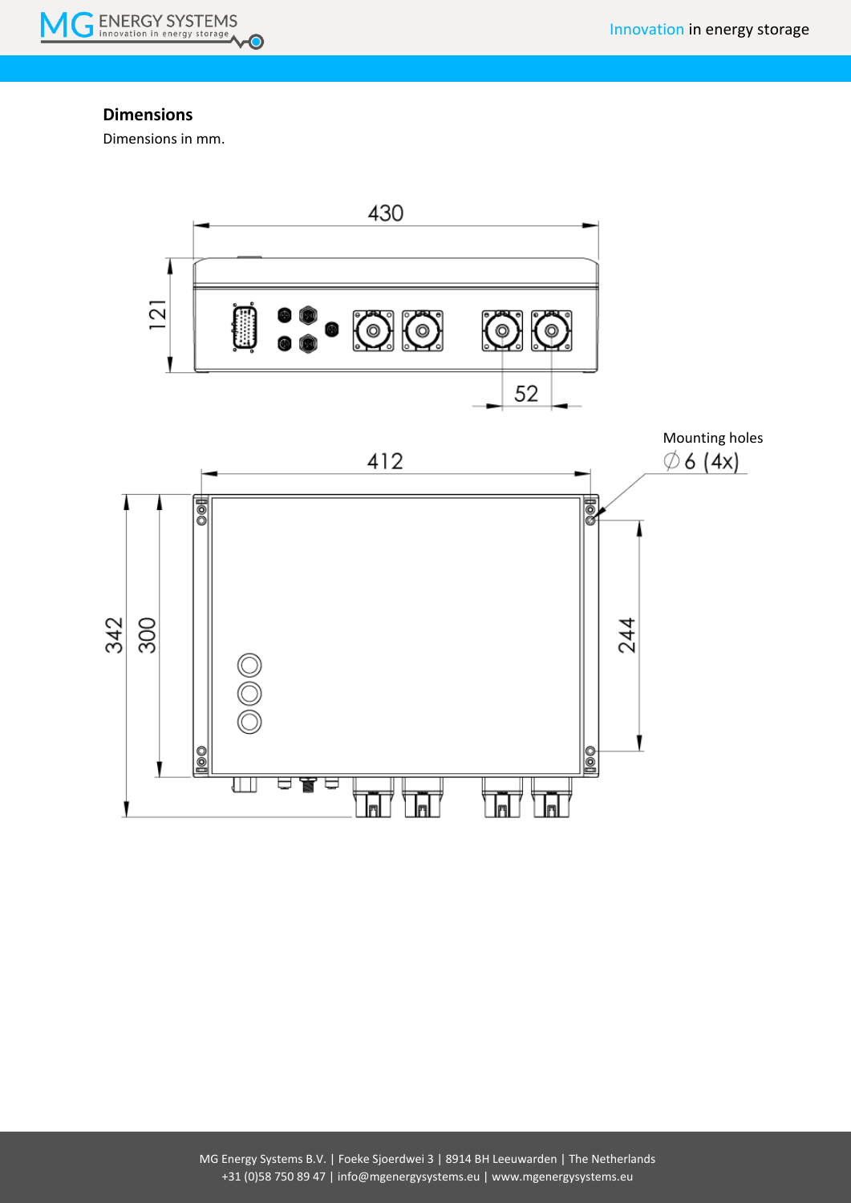## Dimensions

Dimensions in mm.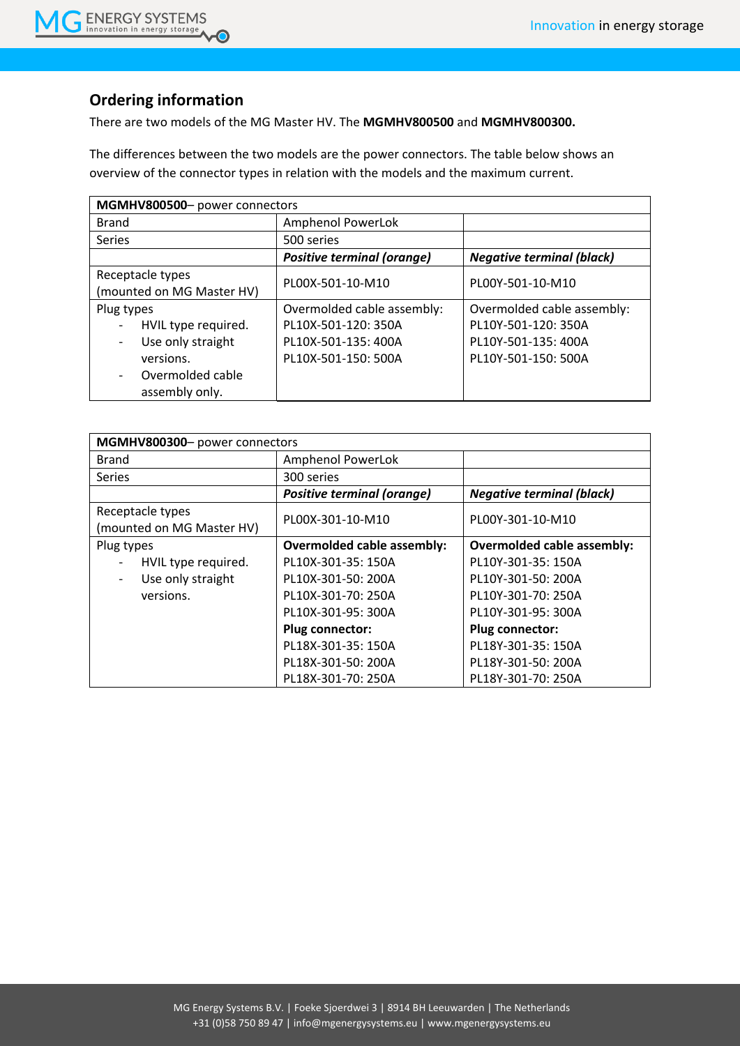## Ordering information

There are two models of the MG Master HV. The **MGMHV800500** and **MGMHV800300.**

The differences between the two models are the power connectors. The table below shows an overview of the connector types in relation with the models and the maximum current.

| **MGMHV800500**– power connectors | | |
|---|---|---|
| Brand | Amphenol PowerLok | |
| Series | 500 series | |
| | ***Positive terminal (orange)*** | ***Negative terminal (black)*** |
| Receptacle types (mounted on MG Master HV) | PL00X-501-10-M10 | PL00Y-501-10-M10 |
| Plug types<br>- HVIL type required.<br>- Use only straight versions.<br>- Overmolded cable assembly only. | Overmolded cable assembly:<br>PL10X-501-120: 350A<br>PL10X-501-135: 400A<br>PL10X-501-150: 500A | Overmolded cable assembly:<br>PL10Y-501-120: 350A<br>PL10Y-501-135: 400A<br>PL10Y-501-150: 500A |

| **MGMHV800300**– power connectors | | |
|---|---|---|
| Brand | Amphenol PowerLok | |
| Series | 300 series | |
| | ***Positive terminal (orange)*** | ***Negative terminal (black)*** |
| Receptacle types (mounted on MG Master HV) | PL00X-301-10-M10 | PL00Y-301-10-M10 |
| Plug types<br>- HVIL type required.<br>- Use only straight versions. | **Overmolded cable assembly:**<br>PL10X-301-35: 150A<br>PL10X-301-50: 200A<br>PL10X-301-70: 250A<br>PL10X-301-95: 300A<br>**Plug connector:**<br>PL18X-301-35: 150A<br>PL18X-301-50: 200A<br>PL18X-301-70: 250A | **Overmolded cable assembly:**<br>PL10Y-301-35: 150A<br>PL10Y-301-50: 200A<br>PL10Y-301-70: 250A<br>PL10Y-301-95: 300A<br>**Plug connector:**<br>PL18Y-301-35: 150A<br>PL18Y-301-50: 200A<br>PL18Y-301-70: 250A |